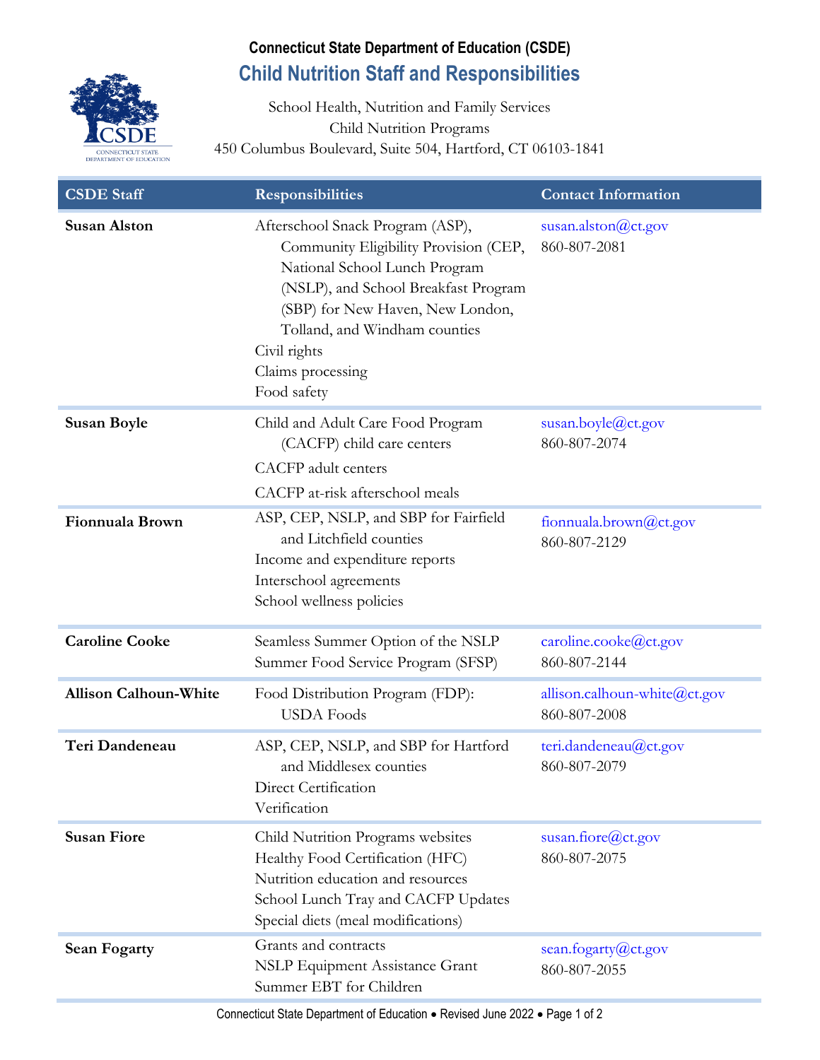**Connecticut State Department of Education (CSDE)**

# Child Nutrition Staff and Responsibilities

School Health, Nutrition and Family Services
Child Nutrition Programs
450 Columbus Boulevard, Suite 504, Hartford, CT 06103-1841

| CSDE Staff | Responsibilities | Contact Information |
| --- | --- | --- |
| **Susan Alston** | Afterschool Snack Program (ASP), Community Eligibility Provision (CEP, National School Lunch Program (NSLP), and School Breakfast Program (SBP) for New Haven, New London, Tolland, and Windham counties<br>Civil rights<br>Claims processing<br>Food safety | susan.alston@ct.gov<br>860-807-2081 |
| **Susan Boyle** | Child and Adult Care Food Program (CACFP) child care centers<br>CACFP adult centers<br>CACFP at-risk afterschool meals | susan.boyle@ct.gov<br>860-807-2074 |
| **Fionnuala Brown** | ASP, CEP, NSLP, and SBP for Fairfield and Litchfield counties<br>Income and expenditure reports<br>Interschool agreements<br>School wellness policies | fionnuala.brown@ct.gov<br>860-807-2129 |
| **Caroline Cooke** | Seamless Summer Option of the NSLP<br>Summer Food Service Program (SFSP) | caroline.cooke@ct.gov<br>860-807-2144 |
| **Allison Calhoun-White** | Food Distribution Program (FDP): USDA Foods | allison.calhoun-white@ct.gov<br>860-807-2008 |
| **Teri Dandeneau** | ASP, CEP, NSLP, and SBP for Hartford and Middlesex counties<br>Direct Certification<br>Verification | teri.dandeneau@ct.gov<br>860-807-2079 |
| **Susan Fiore** | Child Nutrition Programs websites<br>Healthy Food Certification (HFC)<br>Nutrition education and resources<br>School Lunch Tray and CACFP Updates<br>Special diets (meal modifications) | susan.fiore@ct.gov<br>860-807-2075 |
| **Sean Fogarty** | Grants and contracts<br>NSLP Equipment Assistance Grant<br>Summer EBT for Children | sean.fogarty@ct.gov<br>860-807-2055 |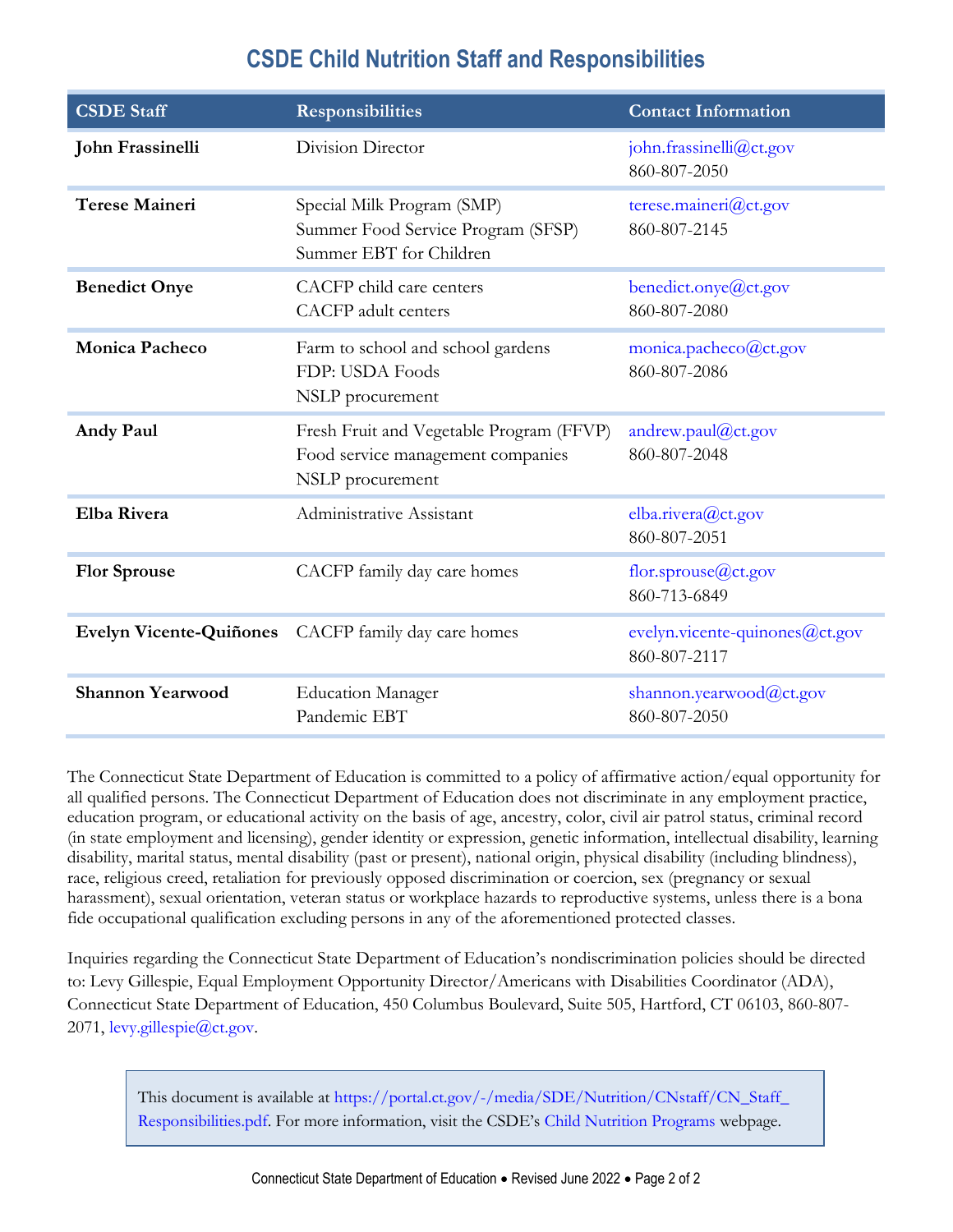# CSDE Child Nutrition Staff and Responsibilities

| CSDE Staff | Responsibilities | Contact Information |
|---|---|---|
| **John Frassinelli** | Division Director | john.frassinelli@ct.gov<br>860-807-2050 |
| **Terese Maineri** | Special Milk Program (SMP)<br>Summer Food Service Program (SFSP)<br>Summer EBT for Children | terese.maineri@ct.gov<br>860-807-2145 |
| **Benedict Onye** | CACFP child care centers<br>CACFP adult centers | benedict.onye@ct.gov<br>860-807-2080 |
| **Monica Pacheco** | Farm to school and school gardens<br>FDP: USDA Foods<br>NSLP procurement | monica.pacheco@ct.gov<br>860-807-2086 |
| **Andy Paul** | Fresh Fruit and Vegetable Program (FFVP)<br>Food service management companies<br>NSLP procurement | andrew.paul@ct.gov<br>860-807-2048 |
| **Elba Rivera** | Administrative Assistant | elba.rivera@ct.gov<br>860-807-2051 |
| **Flor Sprouse** | CACFP family day care homes | flor.sprouse@ct.gov<br>860-713-6849 |
| **Evelyn Vicente-Quiñones** | CACFP family day care homes | evelyn.vicente-quinones@ct.gov<br>860-807-2117 |
| **Shannon Yearwood** | Education Manager<br>Pandemic EBT | shannon.yearwood@ct.gov<br>860-807-2050 |

The Connecticut State Department of Education is committed to a policy of affirmative action/equal opportunity for all qualified persons. The Connecticut Department of Education does not discriminate in any employment practice, education program, or educational activity on the basis of age, ancestry, color, civil air patrol status, criminal record (in state employment and licensing), gender identity or expression, genetic information, intellectual disability, learning disability, marital status, mental disability (past or present), national origin, physical disability (including blindness), race, religious creed, retaliation for previously opposed discrimination or coercion, sex (pregnancy or sexual harassment), sexual orientation, veteran status or workplace hazards to reproductive systems, unless there is a bona fide occupational qualification excluding persons in any of the aforementioned protected classes.

Inquiries regarding the Connecticut State Department of Education's nondiscrimination policies should be directed to: Levy Gillespie, Equal Employment Opportunity Director/Americans with Disabilities Coordinator (ADA), Connecticut State Department of Education, 450 Columbus Boulevard, Suite 505, Hartford, CT 06103, 860-807-2071, levy.gillespie@ct.gov.

This document is available at https://portal.ct.gov/-/media/SDE/Nutrition/CNstaff/CN_Staff_Responsibilities.pdf. For more information, visit the CSDE's Child Nutrition Programs webpage.